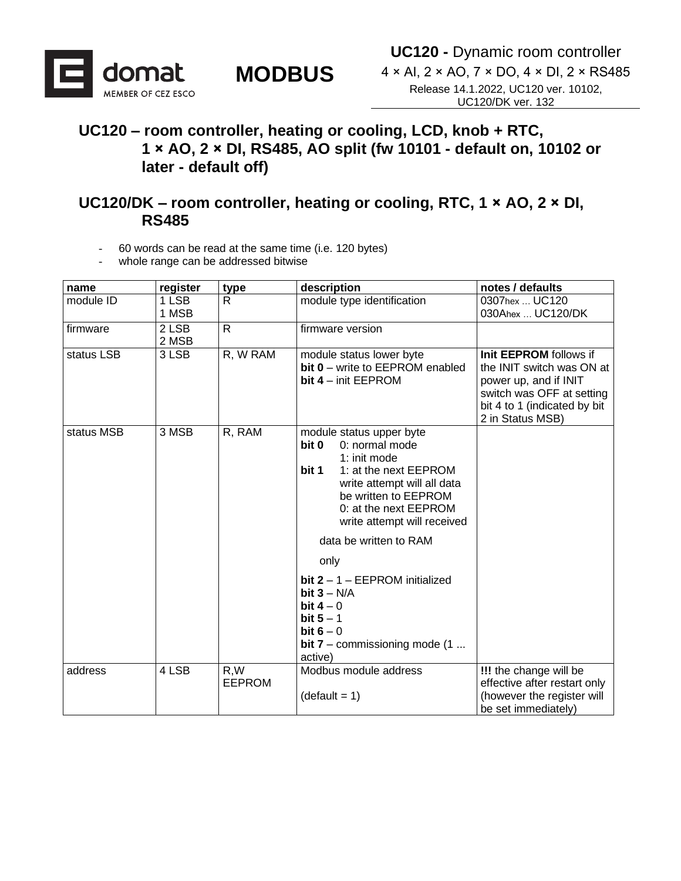**UC120 -** Dynamic room controller
4 × AI, 2 × AO, 7 × DO, 4 × DI, 2 × RS485
Release 14.1.2022, UC120 ver. 10102, UC120/DK ver. 132

# MODBUS

## UC120 – room controller, heating or cooling, LCD, knob + RTC, 1 × AO, 2 × DI, RS485, AO split (fw 10101 - default on, 10102 or later - default off)

## UC120/DK – room controller, heating or cooling, RTC, 1 × AO, 2 × DI, RS485

- 60 words can be read at the same time (i.e. 120 bytes)
- whole range can be addressed bitwise

| name | register | type | description | notes / defaults |
|---|---|---|---|---|
| module ID | 1 LSB<br>1 MSB | R | module type identification | 0307hex … UC120<br>030Ahex … UC120/DK |
| firmware | 2 LSB<br>2 MSB | R | firmware version | |
| status LSB | 3 LSB | R, W RAM | module status lower byte<br>**bit 0** – write to EEPROM enabled<br>**bit 4** – init EEPROM | **Init EEPROM** follows if the INIT switch was ON at power up, and if INIT switch was OFF at setting bit 4 to 1 (indicated by bit 2 in Status MSB) |
| status MSB | 3 MSB | R, RAM | module status upper byte<br>**bit 0** 0: normal mode<br>1: init mode<br>**bit 1** 1: at the next EEPROM write attempt will all data be written to EEPROM<br>0: at the next EEPROM write attempt will received data be written to RAM only<br>**bit 2** – 1 – EEPROM initialized<br>**bit 3** – N/A<br>**bit 4** – 0<br>**bit 5** – 1<br>**bit 6** – 0<br>**bit 7** – commissioning mode (1 ... active) | |
| address | 4 LSB | R,W EEPROM | Modbus module address<br><br>(default = 1) | **!!!** the change will be effective after restart only (however the register will be set immediately) |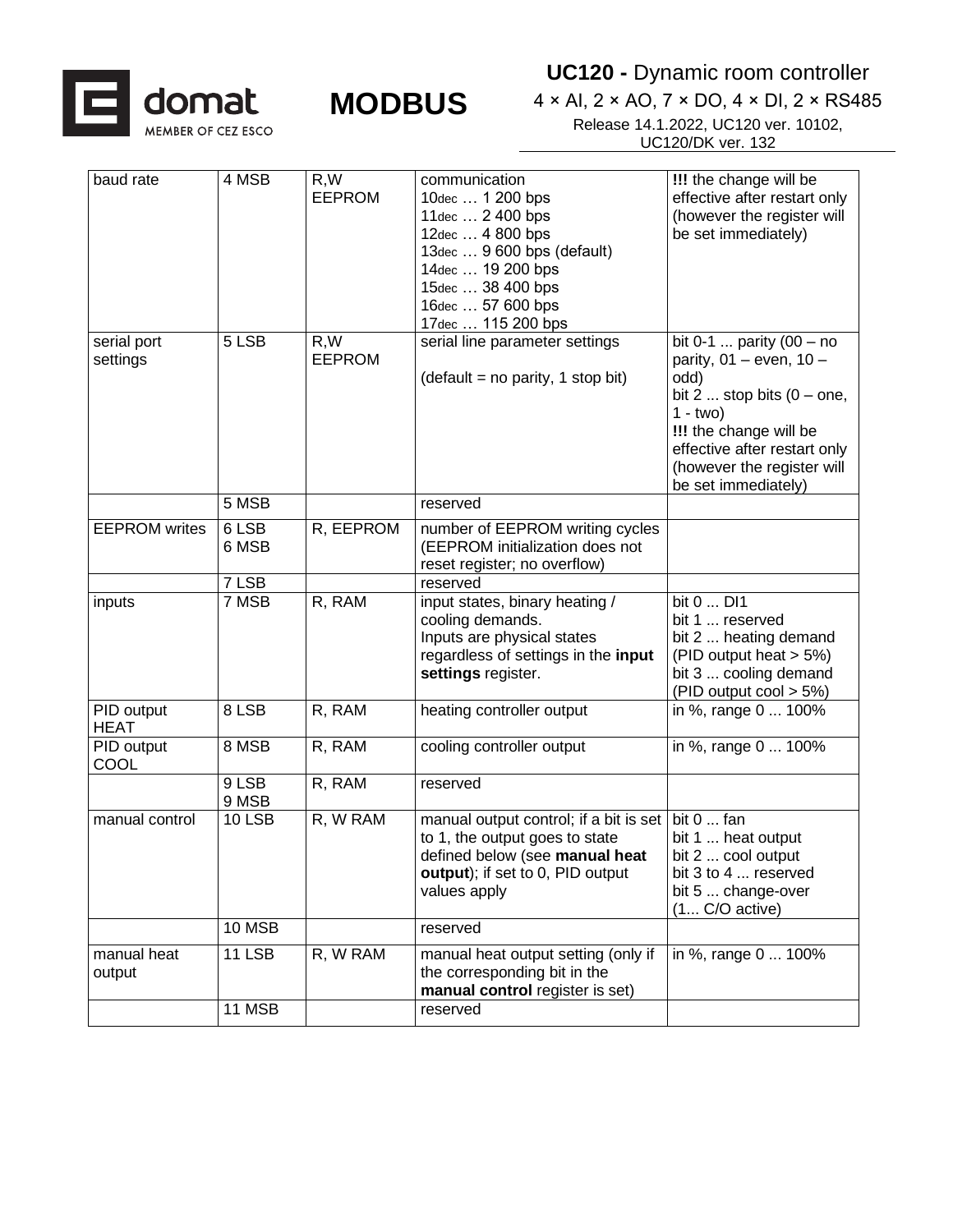| baud rate | 4 MSB | R,W EEPROM | communication<br>10dec … 1 200 bps<br>11dec … 2 400 bps<br>12dec … 4 800 bps<br>13dec … 9 600 bps (default)<br>14dec … 19 200 bps<br>15dec … 38 400 bps<br>16dec … 57 600 bps<br>17dec … 115 200 bps | **!!!** the change will be effective after restart only (however the register will be set immediately) |
|---|---|---|---|---|
| serial port settings | 5 LSB | R,W EEPROM | serial line parameter settings<br><br>(default = no parity, 1 stop bit) | bit 0-1 ... parity (00 – no parity, 01 – even, 10 – odd)<br>bit 2 ... stop bits (0 – one, 1 - two)<br>**!!!** the change will be effective after restart only (however the register will be set immediately) |
| | 5 MSB | | reserved | |
| EEPROM writes | 6 LSB<br>6 MSB | R, EEPROM | number of EEPROM writing cycles (EEPROM initialization does not reset register; no overflow) | |
| | 7 LSB | | reserved | |
| inputs | 7 MSB | R, RAM | input states, binary heating / cooling demands.<br>Inputs are physical states regardless of settings in the **input settings** register. | bit 0 ... DI1<br>bit 1 ... reserved<br>bit 2 ... heating demand (PID output heat > 5%)<br>bit 3 ... cooling demand (PID output cool > 5%) |
| PID output HEAT | 8 LSB | R, RAM | heating controller output | in %, range 0 ... 100% |
| PID output COOL | 8 MSB | R, RAM | cooling controller output | in %, range 0 ... 100% |
| | 9 LSB<br>9 MSB | R, RAM | reserved | |
| manual control | 10 LSB | R, W RAM | manual output control; if a bit is set to 1, the output goes to state defined below (see **manual heat output**); if set to 0, PID output values apply | bit 0 ... fan<br>bit 1 ... heat output<br>bit 2 ... cool output<br>bit 3 to 4 ... reserved<br>bit 5 ... change-over (1... C/O active) |
| | 10 MSB | | reserved | |
| manual heat output | 11 LSB | R, W RAM | manual heat output setting (only if the corresponding bit in the **manual control** register is set) | in %, range 0 ... 100% |
| | 11 MSB | | reserved | |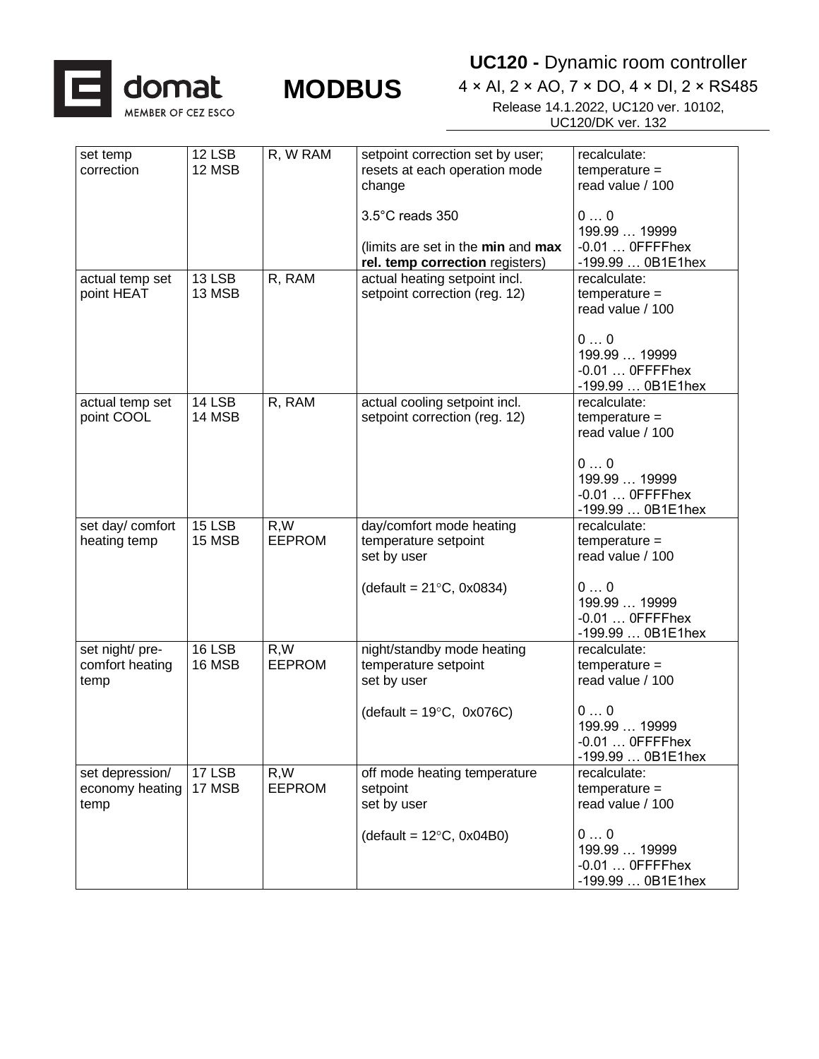| set temp correction | 12 LSB<br>12 MSB | R, W RAM | setpoint correction set by user; resets at each operation mode change<br><br>3.5°C reads 350<br><br>(limits are set in the **min** and **max rel. temp correction** registers) | recalculate:<br>temperature = read value / 100<br><br>0 … 0<br>199.99 … 19999<br>-0.01 … 0FFFFhex<br>-199.99 … 0B1E1hex |
|---|---|---|---|---|
| actual temp set point HEAT | 13 LSB<br>13 MSB | R, RAM | actual heating setpoint incl. setpoint correction (reg. 12) | recalculate:<br>temperature = read value / 100<br><br>0 … 0<br>199.99 … 19999<br>-0.01 … 0FFFFhex<br>-199.99 … 0B1E1hex |
| actual temp set point COOL | 14 LSB<br>14 MSB | R, RAM | actual cooling setpoint incl. setpoint correction (reg. 12) | recalculate:<br>temperature = read value / 100<br><br>0 … 0<br>199.99 … 19999<br>-0.01 … 0FFFFhex<br>-199.99 … 0B1E1hex |
| set day/ comfort heating temp | 15 LSB<br>15 MSB | R,W EEPROM | day/comfort mode heating temperature setpoint set by user<br><br>(default = 21°C, 0x0834) | recalculate:<br>temperature = read value / 100<br><br>0 … 0<br>199.99 … 19999<br>-0.01 … 0FFFFhex<br>-199.99 … 0B1E1hex |
| set night/ pre-comfort heating temp | 16 LSB<br>16 MSB | R,W EEPROM | night/standby mode heating temperature setpoint set by user<br><br>(default = 19°C, 0x076C) | recalculate:<br>temperature = read value / 100<br><br>0 … 0<br>199.99 … 19999<br>-0.01 … 0FFFFhex<br>-199.99 … 0B1E1hex |
| set depression/ economy heating temp | 17 LSB<br>17 MSB | R,W EEPROM | off mode heating temperature setpoint set by user<br><br>(default = 12°C, 0x04B0) | recalculate:<br>temperature = read value / 100<br><br>0 … 0<br>199.99 … 19999<br>-0.01 … 0FFFFhex<br>-199.99 … 0B1E1hex |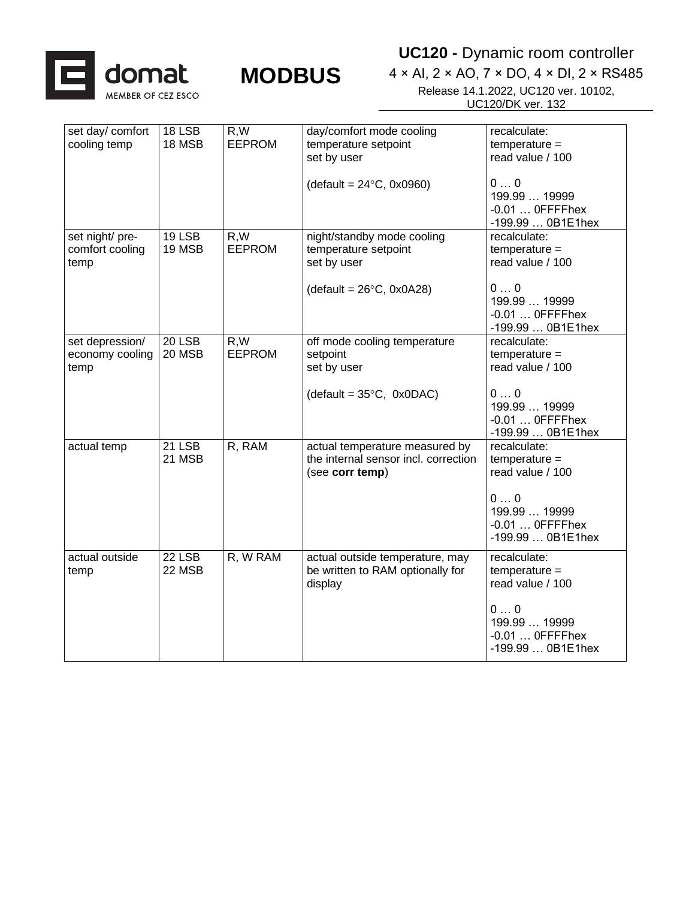| set day/ comfort cooling temp | 18 LSB<br>18 MSB | R,W<br>EEPROM | day/comfort mode cooling temperature setpoint set by user<br><br>(default = 24°C, 0x0960) | recalculate:<br>temperature = read value / 100<br><br>0 … 0<br>199.99 … 19999<br>-0.01 … 0FFFFhex<br>-199.99 … 0B1E1hex |
|---|---|---|---|---|
| set night/ pre-comfort cooling temp | 19 LSB<br>19 MSB | R,W<br>EEPROM | night/standby mode cooling temperature setpoint set by user<br><br>(default = 26°C, 0x0A28) | recalculate:<br>temperature = read value / 100<br><br>0 … 0<br>199.99 … 19999<br>-0.01 … 0FFFFhex<br>-199.99 … 0B1E1hex |
| set depression/ economy cooling temp | 20 LSB<br>20 MSB | R,W<br>EEPROM | off mode cooling temperature setpoint set by user<br><br>(default = 35°C, 0x0DAC) | recalculate:<br>temperature = read value / 100<br><br>0 … 0<br>199.99 … 19999<br>-0.01 … 0FFFFhex<br>-199.99 … 0B1E1hex |
| actual temp | 21 LSB<br>21 MSB | R, RAM | actual temperature measured by the internal sensor incl. correction (see **corr temp**) | recalculate:<br>temperature = read value / 100<br><br>0 … 0<br>199.99 … 19999<br>-0.01 … 0FFFFhex<br>-199.99 … 0B1E1hex |
| actual outside temp | 22 LSB<br>22 MSB | R, W RAM | actual outside temperature, may be written to RAM optionally for display | recalculate:<br>temperature = read value / 100<br><br>0 … 0<br>199.99 … 19999<br>-0.01 … 0FFFFhex<br>-199.99 … 0B1E1hex |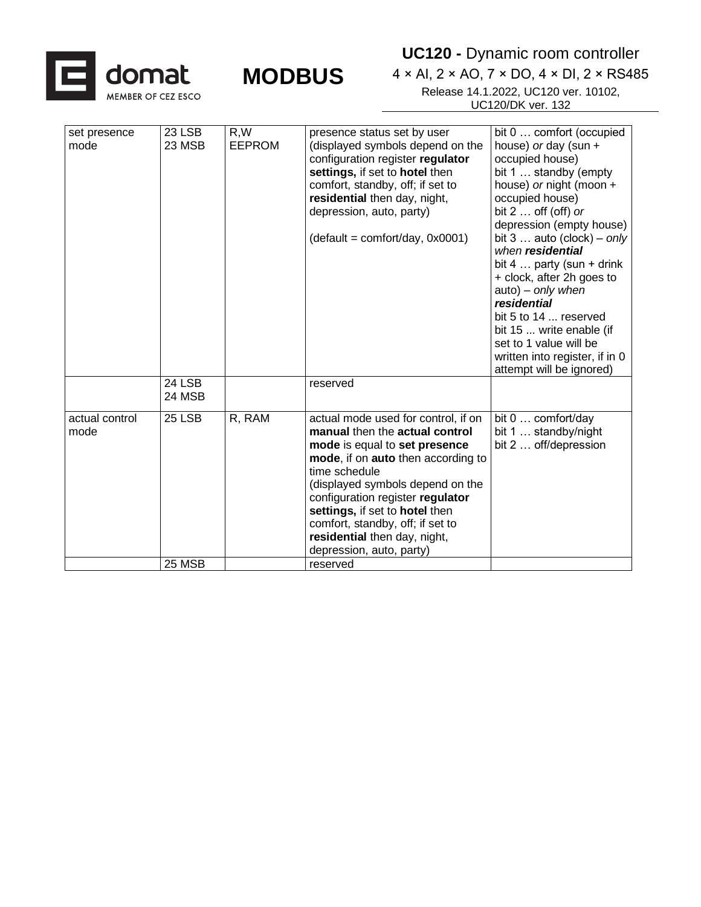| | | | | |
|---|---|---|---|---|
| set presence mode | 23 LSB<br>23 MSB | R,W<br>EEPROM | presence status set by user (displayed symbols depend on the configuration register **regulator settings,** if set to **hotel** then comfort, standby, off; if set to **residential** then day, night, depression, auto, party)<br><br>(default = comfort/day, 0x0001) | bit 0 … comfort (occupied house) *or* day (sun + occupied house)<br>bit 1 … standby (empty house) *or* night (moon + occupied house)<br>bit 2 … off (off) *or* depression (empty house)<br>bit 3 … auto (clock) – *only when **residential***<br>bit 4 … party (sun + drink + clock, after 2h goes to auto) – *only when **residential***<br>bit 5 to 14 ... reserved<br>bit 15 ... write enable (if set to 1 value will be written into register, if in 0 attempt will be ignored) |
| | 24 LSB<br>24 MSB | | reserved | |
| actual control mode | 25 LSB | R, RAM | actual mode used for control, if on **manual** then the **actual control mode** is equal to **set presence mode**, if on **auto** then according to time schedule<br>(displayed symbols depend on the configuration register **regulator settings,** if set to **hotel** then comfort, standby, off; if set to **residential** then day, night, depression, auto, party) | bit 0 … comfort/day<br>bit 1 … standby/night<br>bit 2 … off/depression |
| | 25 MSB | | reserved | |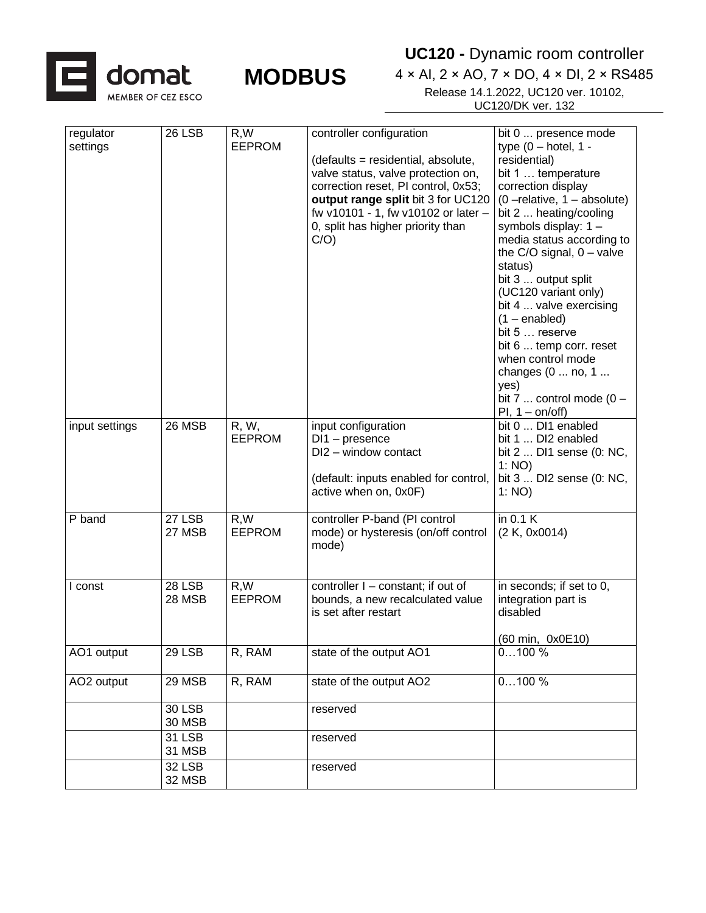| regulator settings | 26 LSB | R,W EEPROM | controller configuration<br><br>(defaults = residential, absolute, valve status, valve protection on, correction reset, PI control, 0x53; **output range split** bit 3 for UC120 fw v10101 - 1, fw v10102 or later – 0, split has higher priority than C/O) | bit 0 ... presence mode type (0 – hotel, 1 - residential)<br>bit 1 … temperature correction display (0 –relative, 1 – absolute)<br>bit 2 ... heating/cooling symbols display: 1 – media status according to the C/O signal, 0 – valve status)<br>bit 3 ... output split (UC120 variant only)<br>bit 4 ... valve exercising (1 – enabled)<br>bit 5 … reserve<br>bit 6 ... temp corr. reset when control mode changes (0 ... no, 1 ... yes)<br>bit 7 ... control mode (0 – PI, 1 – on/off) |
|---|---|---|---|---|
| input settings | 26 MSB | R, W, EEPROM | input configuration<br>DI1 – presence<br>DI2 – window contact<br><br>(default: inputs enabled for control, active when on, 0x0F) | bit 0 ... DI1 enabled<br>bit 1 ... DI2 enabled<br>bit 2 ... DI1 sense (0: NC, 1: NO)<br>bit 3 ... DI2 sense (0: NC, 1: NO) |
| P band | 27 LSB<br>27 MSB | R,W EEPROM | controller P-band (PI control mode) or hysteresis (on/off control mode) | in 0.1 K<br>(2 K, 0x0014) |
| I const | 28 LSB<br>28 MSB | R,W EEPROM | controller I – constant; if out of bounds, a new recalculated value is set after restart | in seconds; if set to 0, integration part is disabled<br><br>(60 min, 0x0E10) |
| AO1 output | 29 LSB | R, RAM | state of the output AO1 | 0…100 % |
| AO2 output | 29 MSB | R, RAM | state of the output AO2 | 0…100 % |
| | 30 LSB<br>30 MSB | | reserved | |
| | 31 LSB<br>31 MSB | | reserved | |
| | 32 LSB<br>32 MSB | | reserved | |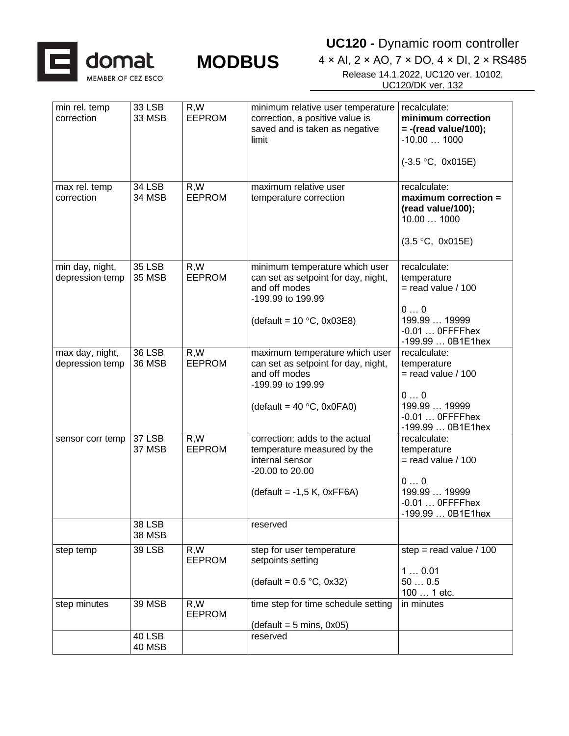| min rel. temp correction | 33 LSB<br>33 MSB | R,W<br>EEPROM | minimum relative user temperature correction, a positive value is saved and is taken as negative limit | recalculate:<br>**minimum correction = -(read value/100);**<br>-10.00 … 1000<br><br>(-3.5 °C, 0x015E) |
|---|---|---|---|---|
| max rel. temp correction | 34 LSB<br>34 MSB | R,W<br>EEPROM | maximum relative user temperature correction | recalculate:<br>**maximum correction = (read value/100);**<br>10.00 … 1000<br><br>(3.5 °C, 0x015E) |
| min day, night, depression temp | 35 LSB<br>35 MSB | R,W<br>EEPROM | minimum temperature which user can set as setpoint for day, night, and off modes<br>-199.99 to 199.99<br><br>(default = 10 °C, 0x03E8) | recalculate:<br>temperature<br>= read value / 100<br><br>0 … 0<br>199.99 … 19999<br>-0.01 … 0FFFFhex<br>-199.99 … 0B1E1hex |
| max day, night, depression temp | 36 LSB<br>36 MSB | R,W<br>EEPROM | maximum temperature which user can set as setpoint for day, night, and off modes<br>-199.99 to 199.99<br><br>(default = 40 °C, 0x0FA0) | recalculate:<br>temperature<br>= read value / 100<br><br>0 … 0<br>199.99 … 19999<br>-0.01 … 0FFFFhex<br>-199.99 … 0B1E1hex |
| sensor corr temp | 37 LSB<br>37 MSB | R,W<br>EEPROM | correction: adds to the actual temperature measured by the internal sensor<br>-20.00 to 20.00<br><br>(default = -1,5 K, 0xFF6A) | recalculate:<br>temperature<br>= read value / 100<br><br>0 … 0<br>199.99 … 19999<br>-0.01 … 0FFFFhex<br>-199.99 … 0B1E1hex |
| | 38 LSB<br>38 MSB | | reserved | |
| step temp | 39 LSB | R,W<br>EEPROM | step for user temperature setpoints setting<br><br>(default = 0.5 °C, 0x32) | step = read value / 100<br><br>1 … 0.01<br>50 … 0.5<br>100 … 1 etc. |
| step minutes | 39 MSB | R,W<br>EEPROM | time step for time schedule setting<br><br>(default = 5 mins, 0x05) | in minutes |
| | 40 LSB<br>40 MSB | | reserved | |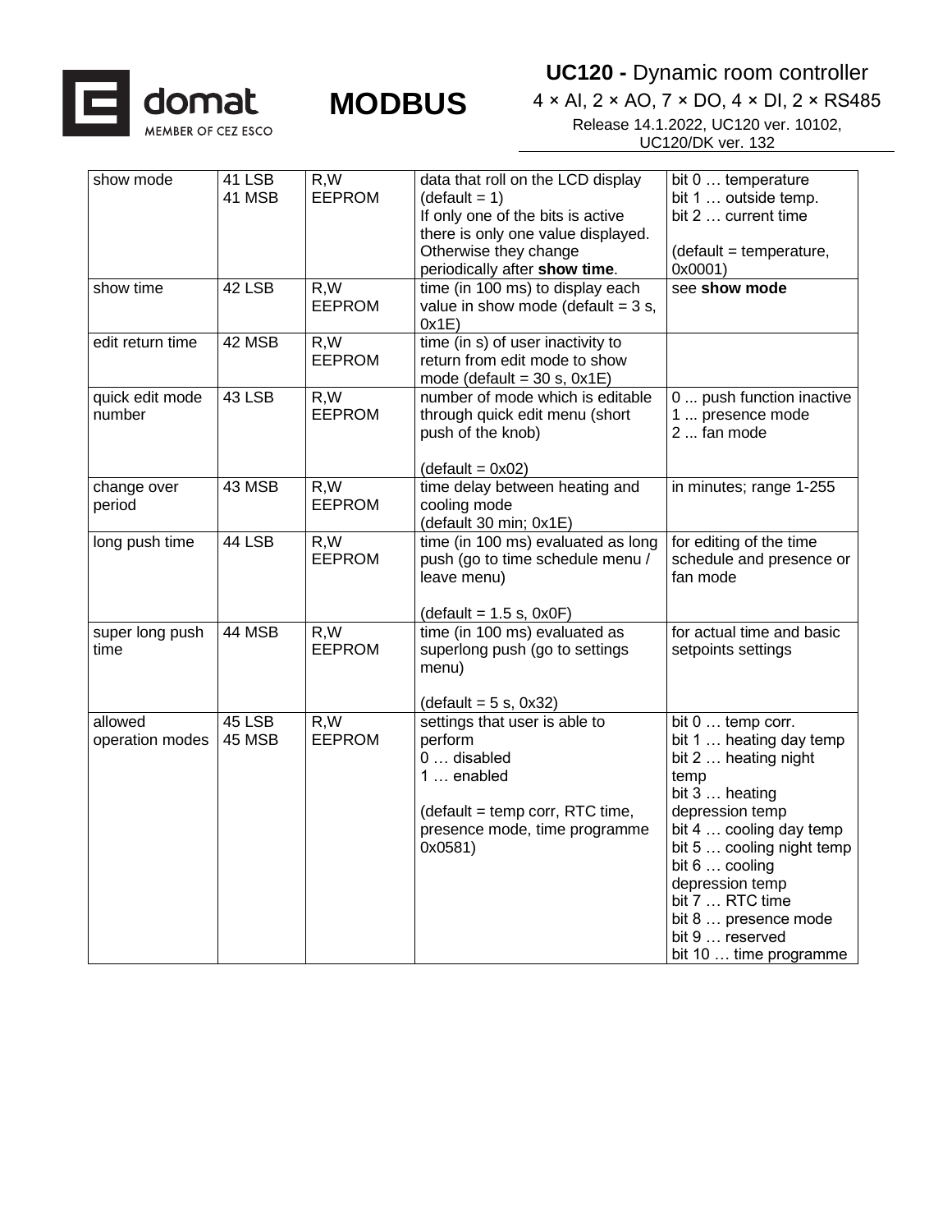| | | | | |
|---|---|---|---|---|
| show mode | 41 LSB<br>41 MSB | R,W<br>EEPROM | data that roll on the LCD display (default = 1)<br>If only one of the bits is active there is only one value displayed. Otherwise they change periodically after **show time**. | bit 0 … temperature<br>bit 1 … outside temp.<br>bit 2 … current time<br><br>(default = temperature, 0x0001) |
| show time | 42 LSB | R,W<br>EEPROM | time (in 100 ms) to display each value in show mode (default = 3 s, 0x1E) | see **show mode** |
| edit return time | 42 MSB | R,W<br>EEPROM | time (in s) of user inactivity to return from edit mode to show mode (default = 30 s, 0x1E) | |
| quick edit mode number | 43 LSB | R,W<br>EEPROM | number of mode which is editable through quick edit menu (short push of the knob)<br><br>(default = 0x02) | 0 ... push function inactive<br>1 ... presence mode<br>2 ... fan mode |
| change over period | 43 MSB | R,W<br>EEPROM | time delay between heating and cooling mode<br>(default 30 min; 0x1E) | in minutes; range 1-255 |
| long push time | 44 LSB | R,W<br>EEPROM | time (in 100 ms) evaluated as long push (go to time schedule menu / leave menu)<br><br>(default = 1.5 s, 0x0F) | for editing of the time schedule and presence or fan mode |
| super long push time | 44 MSB | R,W<br>EEPROM | time (in 100 ms) evaluated as superlong push (go to settings menu)<br><br>(default = 5 s, 0x32) | for actual time and basic setpoints settings |
| allowed operation modes | 45 LSB<br>45 MSB | R,W<br>EEPROM | settings that user is able to perform<br>0 … disabled<br>1 … enabled<br><br>(default = temp corr, RTC time, presence mode, time programme 0x0581) | bit 0 … temp corr.<br>bit 1 … heating day temp<br>bit 2 … heating night temp<br>bit 3 … heating depression temp<br>bit 4 … cooling day temp<br>bit 5 … cooling night temp<br>bit 6 … cooling depression temp<br>bit 7 … RTC time<br>bit 8 … presence mode<br>bit 9 … reserved<br>bit 10 … time programme |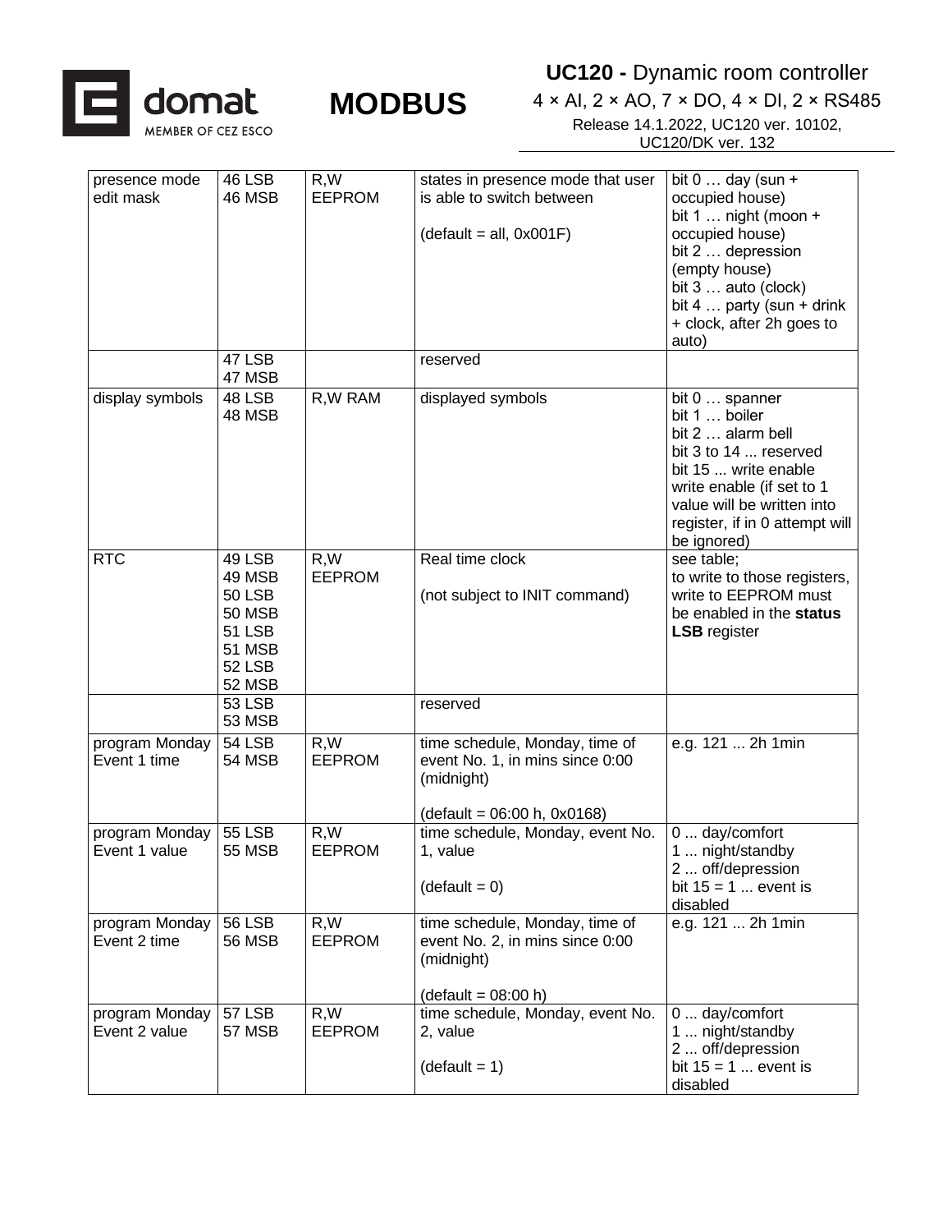| presence mode edit mask | 46 LSB<br>46 MSB | R,W<br>EEPROM | states in presence mode that user is able to switch between<br><br>(default = all, 0x001F) | bit 0 … day (sun + occupied house)<br>bit 1 … night (moon + occupied house)<br>bit 2 … depression (empty house)<br>bit 3 … auto (clock)<br>bit 4 … party (sun + drink + clock, after 2h goes to auto) |
|---|---|---|---|---|
| | 47 LSB<br>47 MSB | | reserved | |
| display symbols | 48 LSB<br>48 MSB | R,W RAM | displayed symbols | bit 0 … spanner<br>bit 1 … boiler<br>bit 2 … alarm bell<br>bit 3 to 14 ... reserved<br>bit 15 ... write enable write enable (if set to 1 value will be written into register, if in 0 attempt will be ignored) |
| RTC | 49 LSB<br>49 MSB<br>50 LSB<br>50 MSB<br>51 LSB<br>51 MSB<br>52 LSB<br>52 MSB | R,W<br>EEPROM | Real time clock<br><br>(not subject to INIT command) | see table;<br>to write to those registers, write to EEPROM must be enabled in the **status LSB** register |
| | 53 LSB<br>53 MSB | | reserved | |
| program Monday Event 1 time | 54 LSB<br>54 MSB | R,W<br>EEPROM | time schedule, Monday, time of event No. 1, in mins since 0:00 (midnight)<br><br>(default = 06:00 h, 0x0168) | e.g. 121 ... 2h 1min |
| program Monday Event 1 value | 55 LSB<br>55 MSB | R,W<br>EEPROM | time schedule, Monday, event No. 1, value<br><br>(default = 0) | 0 ... day/comfort<br>1 ... night/standby<br>2 ... off/depression<br>bit 15 = 1 ... event is disabled |
| program Monday Event 2 time | 56 LSB<br>56 MSB | R,W<br>EEPROM | time schedule, Monday, time of event No. 2, in mins since 0:00 (midnight)<br><br>(default = 08:00 h) | e.g. 121 ... 2h 1min |
| program Monday Event 2 value | 57 LSB<br>57 MSB | R,W<br>EEPROM | time schedule, Monday, event No. 2, value<br><br>(default = 1) | 0 ... day/comfort<br>1 ... night/standby<br>2 ... off/depression<br>bit 15 = 1 ... event is disabled |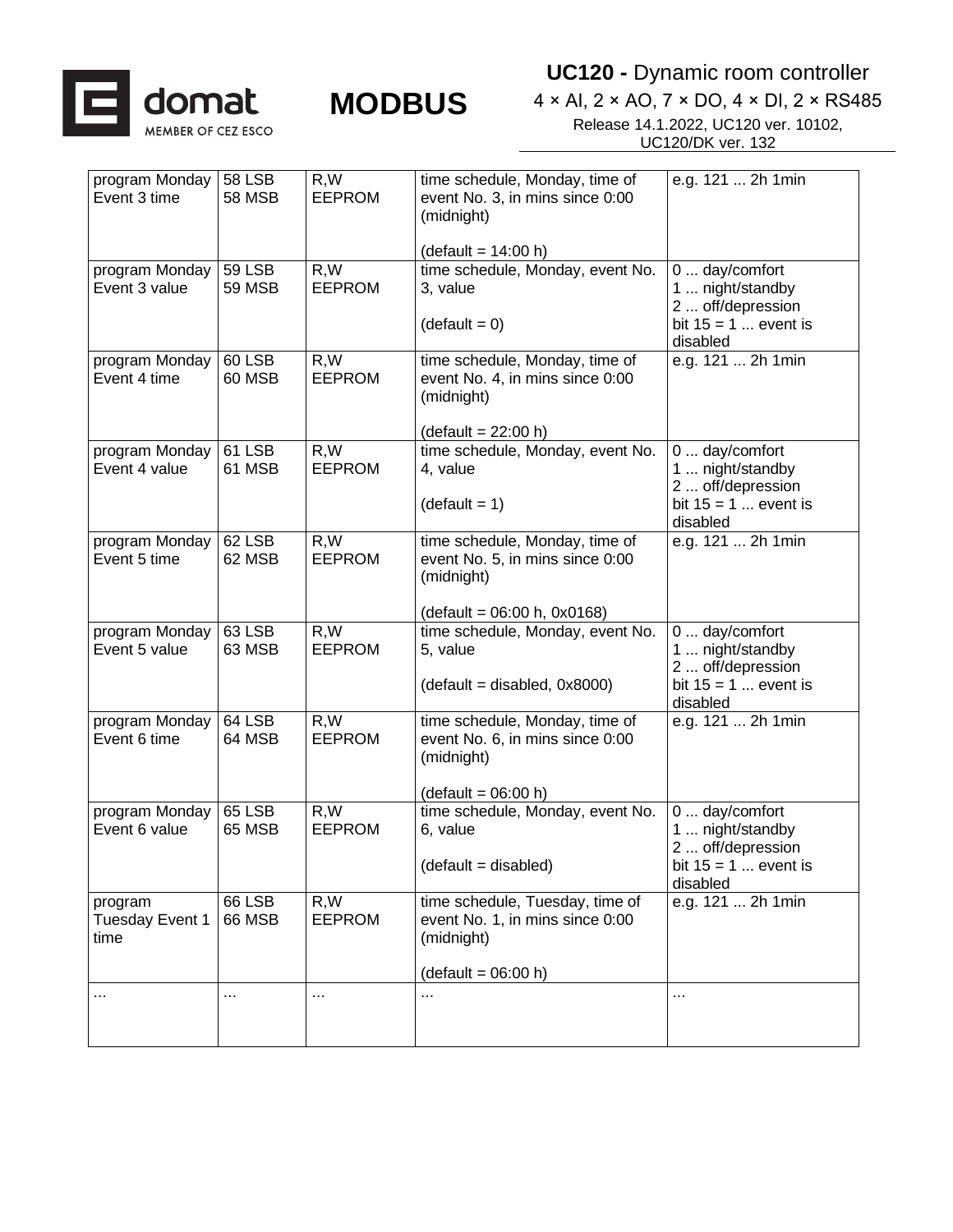| program Monday Event 3 time | 58 LSB 58 MSB | R,W EEPROM | time schedule, Monday, time of event No. 3, in mins since 0:00 (midnight)<br><br>(default = 14:00 h) | e.g. 121 ... 2h 1min |
|---|---|---|---|---|
| program Monday Event 3 value | 59 LSB 59 MSB | R,W EEPROM | time schedule, Monday, event No. 3, value<br><br>(default = 0) | 0 ... day/comfort<br>1 ... night/standby<br>2 ... off/depression<br>bit 15 = 1 ... event is disabled |
| program Monday Event 4 time | 60 LSB 60 MSB | R,W EEPROM | time schedule, Monday, time of event No. 4, in mins since 0:00 (midnight)<br><br>(default = 22:00 h) | e.g. 121 ... 2h 1min |
| program Monday Event 4 value | 61 LSB 61 MSB | R,W EEPROM | time schedule, Monday, event No. 4, value<br><br>(default = 1) | 0 ... day/comfort<br>1 ... night/standby<br>2 ... off/depression<br>bit 15 = 1 ... event is disabled |
| program Monday Event 5 time | 62 LSB 62 MSB | R,W EEPROM | time schedule, Monday, time of event No. 5, in mins since 0:00 (midnight)<br><br>(default = 06:00 h, 0x0168) | e.g. 121 ... 2h 1min |
| program Monday Event 5 value | 63 LSB 63 MSB | R,W EEPROM | time schedule, Monday, event No. 5, value<br><br>(default = disabled, 0x8000) | 0 ... day/comfort<br>1 ... night/standby<br>2 ... off/depression<br>bit 15 = 1 ... event is disabled |
| program Monday Event 6 time | 64 LSB 64 MSB | R,W EEPROM | time schedule, Monday, time of event No. 6, in mins since 0:00 (midnight)<br><br>(default = 06:00 h) | e.g. 121 ... 2h 1min |
| program Monday Event 6 value | 65 LSB 65 MSB | R,W EEPROM | time schedule, Monday, event No. 6, value<br><br>(default = disabled) | 0 ... day/comfort<br>1 ... night/standby<br>2 ... off/depression<br>bit 15 = 1 ... event is disabled |
| program Tuesday Event 1 time | 66 LSB 66 MSB | R,W EEPROM | time schedule, Tuesday, time of event No. 1, in mins since 0:00 (midnight)<br><br>(default = 06:00 h) | e.g. 121 ... 2h 1min |
| ... | ... | ... | ... | ... |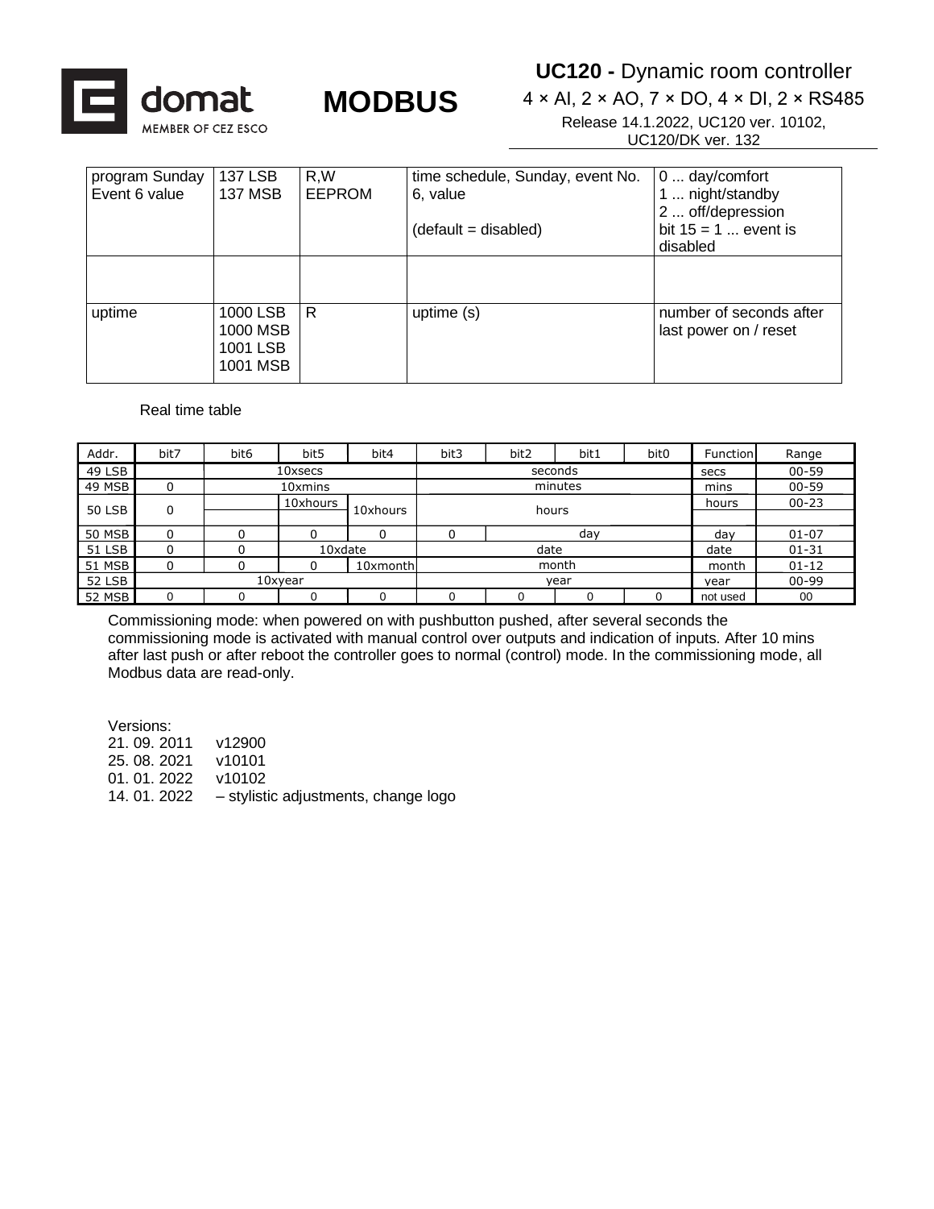| | | | | |
|---|---|---|---|---|
| program Sunday Event 6 value | 137 LSB<br>137 MSB | R,W<br>EEPROM | time schedule, Sunday, event No. 6, value<br><br>(default = disabled) | 0 ... day/comfort<br>1 ... night/standby<br>2 ... off/depression<br>bit 15 = 1 ... event is disabled |
| | | | | |
| uptime | 1000 LSB<br>1000 MSB<br>1001 LSB<br>1001 MSB | R | uptime (s) | number of seconds after last power on / reset |

Real time table

| Addr. | bit7 | bit6 | bit5 | bit4 | bit3 | bit2 | bit1 | bit0 | Function | Range |
|---|---|---|---|---|---|---|---|---|---|---|
| 49 LSB | | 10xsecs | | | seconds | | | | secs | 00-59 |
| 49 MSB | 0 | 10xmins | | | minutes | | | | mins | 00-59 |
| 50 LSB | 0 | | 10xhours | 10xhours | hours | | | | hours | 00-23 |
| 50 MSB | 0 | 0 | 0 | 0 | 0 | day | | | day | 01-07 |
| 51 LSB | 0 | 0 | 10xdate | | date | | | | date | 01-31 |
| 51 MSB | 0 | 0 | 0 | 10xmonth | month | | | | month | 01-12 |
| 52 LSB | 10xyear | | | | year | | | | year | 00-99 |
| 52 MSB | 0 | 0 | 0 | 0 | 0 | 0 | 0 | 0 | not used | 00 |

Commissioning mode: when powered on with pushbutton pushed, after several seconds the commissioning mode is activated with manual control over outputs and indication of inputs. After 10 mins after last push or after reboot the controller goes to normal (control) mode. In the commissioning mode, all Modbus data are read-only.

Versions:

21. 09. 2011 v12900
25. 08. 2021 v10101
01. 01. 2022 v10102
14. 01. 2022 – stylistic adjustments, change logo